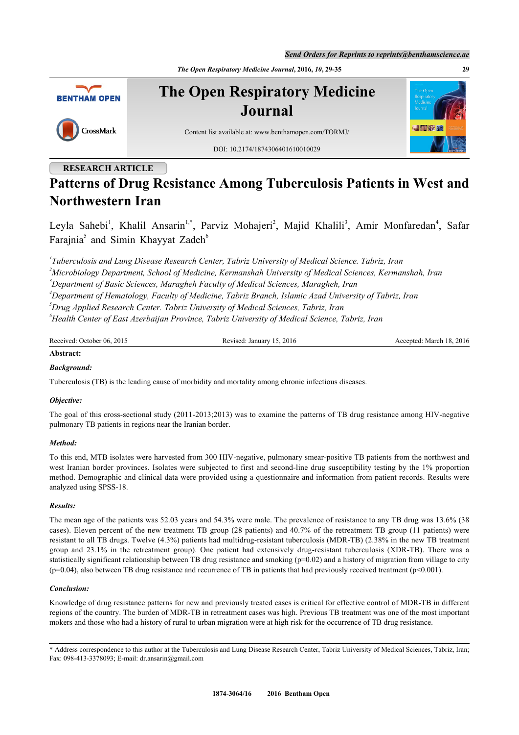RESEARCH ARTICLE

# Patterns of Drug Resistance Among Tuberculosis Patients in West and Northwestern Iran

Leyla Sahebi[1], Khalil Ansarin[1,*], Parviz Mohajeri[2], Majid Khalili[3], Amir Monfaredan[4], Safar Farajnia[5] and Simin Khayyat Zadeh[6]

[1]*Tuberculosis and Lung Disease Research Center, Tabriz University of Medical Science. Tabriz, Iran*
[2]*Microbiology Department, School of Medicine, Kermanshah University of Medical Sciences, Kermanshah, Iran*
[3]*Department of Basic Sciences, Maragheh Faculty of Medical Sciences, Maragheh, Iran*
[4]*Department of Hematology, Faculty of Medicine, Tabriz Branch, Islamic Azad University of Tabriz, Iran*
[5]*Drug Applied Research Center. Tabriz University of Medical Sciences, Tabriz, Iran*
[6]*Health Center of East Azerbaijan Province, Tabriz University of Medical Science, Tabriz, Iran*

Received: October 06, 2015 Revised: January 15, 2016 Accepted: March 18, 2016

**Abstract:**

***Background:***

Tuberculosis (TB) is the leading cause of morbidity and mortality among chronic infectious diseases.

***Objective:***

The goal of this cross-sectional study (2011-2013;2013) was to examine the patterns of TB drug resistance among HIV-negative pulmonary TB patients in regions near the Iranian border.

***Method:***

To this end, MTB isolates were harvested from 300 HIV-negative, pulmonary smear-positive TB patients from the northwest and west Iranian border provinces. Isolates were subjected to first and second-line drug susceptibility testing by the 1% proportion method. Demographic and clinical data were provided using a questionnaire and information from patient records. Results were analyzed using SPSS-18.

***Results:***

The mean age of the patients was 52.03 years and 54.3% were male. The prevalence of resistance to any TB drug was 13.6% (38 cases). Eleven percent of the new treatment TB group (28 patients) and 40.7% of the retreatment TB group (11 patients) were resistant to all TB drugs. Twelve (4.3%) patients had multidrug-resistant tuberculosis (MDR-TB) (2.38% in the new TB treatment group and 23.1% in the retreatment group). One patient had extensively drug-resistant tuberculosis (XDR-TB). There was a statistically significant relationship between TB drug resistance and smoking ($p=0.02$) and a history of migration from village to city ($p=0.04$), also between TB drug resistance and recurrence of TB in patients that had previously received treatment ($p<0.001$).

***Conclusion:***

Knowledge of drug resistance patterns for new and previously treated cases is critical for effective control of MDR-TB in different regions of the country. The burden of MDR-TB in retreatment cases was high. Previous TB treatment was one of the most important mokers and those who had a history of rural to urban migration were at high risk for the occurrence of TB drug resistance.

* Address correspondence to this author at the Tuberculosis and Lung Disease Research Center, Tabriz University of Medical Sciences, Tabriz, Iran; Fax: 098-413-3378093; E-mail: dr.ansarin@gmail.com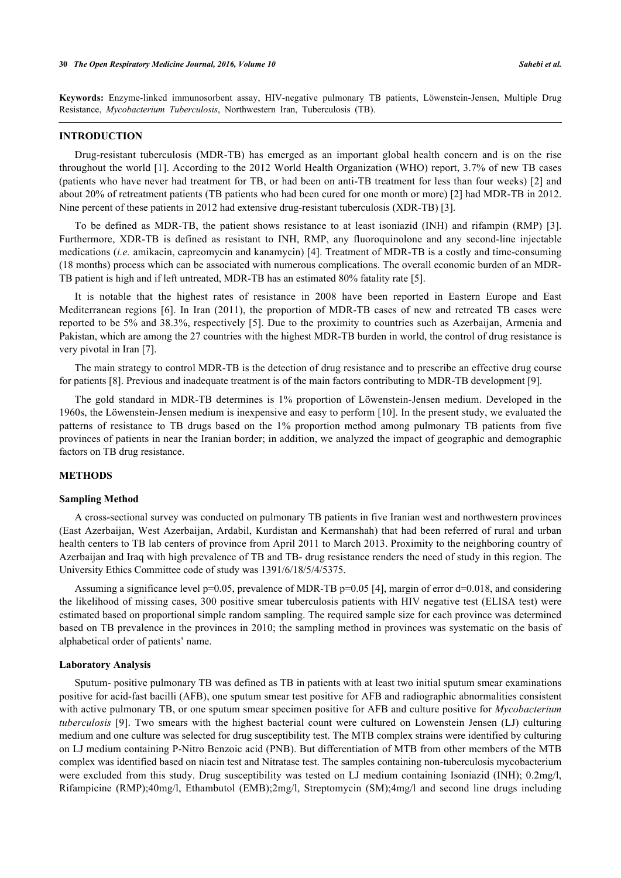**Keywords:** Enzyme-linked immunosorbent assay, HIV-negative pulmonary TB patients, Löwenstein-Jensen, Multiple Drug Resistance, *Mycobacterium Tuberculosis*, Northwestern Iran, Tuberculosis (TB).

## INTRODUCTION

Drug-resistant tuberculosis (MDR-TB) has emerged as an important global health concern and is on the rise throughout the world [1]. According to the 2012 World Health Organization (WHO) report, 3.7% of new TB cases (patients who have never had treatment for TB, or had been on anti-TB treatment for less than four weeks) [2] and about 20% of retreatment patients (TB patients who had been cured for one month or more) [2] had MDR-TB in 2012. Nine percent of these patients in 2012 had extensive drug-resistant tuberculosis (XDR-TB) [3].

To be defined as MDR-TB, the patient shows resistance to at least isoniazid (INH) and rifampin (RMP) [3]. Furthermore, XDR-TB is defined as resistant to INH, RMP, any fluoroquinolone and any second-line injectable medications (*i.e.* amikacin, capreomycin and kanamycin) [4]. Treatment of MDR-TB is a costly and time-consuming (18 months) process which can be associated with numerous complications. The overall economic burden of an MDR-TB patient is high and if left untreated, MDR-TB has an estimated 80% fatality rate [5].

It is notable that the highest rates of resistance in 2008 have been reported in Eastern Europe and East Mediterranean regions [6]. In Iran (2011), the proportion of MDR-TB cases of new and retreated TB cases were reported to be 5% and 38.3%, respectively [5]. Due to the proximity to countries such as Azerbaijan, Armenia and Pakistan, which are among the 27 countries with the highest MDR-TB burden in world, the control of drug resistance is very pivotal in Iran [7].

The main strategy to control MDR-TB is the detection of drug resistance and to prescribe an effective drug course for patients [8]. Previous and inadequate treatment is of the main factors contributing to MDR-TB development [9].

The gold standard in MDR-TB determines is 1% proportion of Löwenstein-Jensen medium. Developed in the 1960s, the Löwenstein-Jensen medium is inexpensive and easy to perform [10]. In the present study, we evaluated the patterns of resistance to TB drugs based on the 1% proportion method among pulmonary TB patients from five provinces of patients in near the Iranian border; in addition, we analyzed the impact of geographic and demographic factors on TB drug resistance.

## METHODS

### Sampling Method

A cross-sectional survey was conducted on pulmonary TB patients in five Iranian west and northwestern provinces (East Azerbaijan, West Azerbaijan, Ardabil, Kurdistan and Kermanshah) that had been referred of rural and urban health centers to TB lab centers of province from April 2011 to March 2013. Proximity to the neighboring country of Azerbaijan and Iraq with high prevalence of TB and TB- drug resistance renders the need of study in this region. The University Ethics Committee code of study was 1391/6/18/5/4/5375.

Assuming a significance level p=0.05, prevalence of MDR-TB p=0.05 [4], margin of error d=0.018, and considering the likelihood of missing cases, 300 positive smear tuberculosis patients with HIV negative test (ELISA test) were estimated based on proportional simple random sampling. The required sample size for each province was determined based on TB prevalence in the provinces in 2010; the sampling method in provinces was systematic on the basis of alphabetical order of patients' name.

### Laboratory Analysis

Sputum- positive pulmonary TB was defined as TB in patients with at least two initial sputum smear examinations positive for acid-fast bacilli (AFB), one sputum smear test positive for AFB and radiographic abnormalities consistent with active pulmonary TB, or one sputum smear specimen positive for AFB and culture positive for *Mycobacterium tuberculosis* [9]. Two smears with the highest bacterial count were cultured on Lowenstein Jensen (LJ) culturing medium and one culture was selected for drug susceptibility test. The MTB complex strains were identified by culturing on LJ medium containing P-Nitro Benzoic acid (PNB). But differentiation of MTB from other members of the MTB complex was identified based on niacin test and Nitratase test. The samples containing non-tuberculosis mycobacterium were excluded from this study. Drug susceptibility was tested on LJ medium containing Isoniazid (INH); 0.2mg/l, Rifampicine (RMP);40mg/l, Ethambutol (EMB);2mg/l, Streptomycin (SM);4mg/l and second line drugs including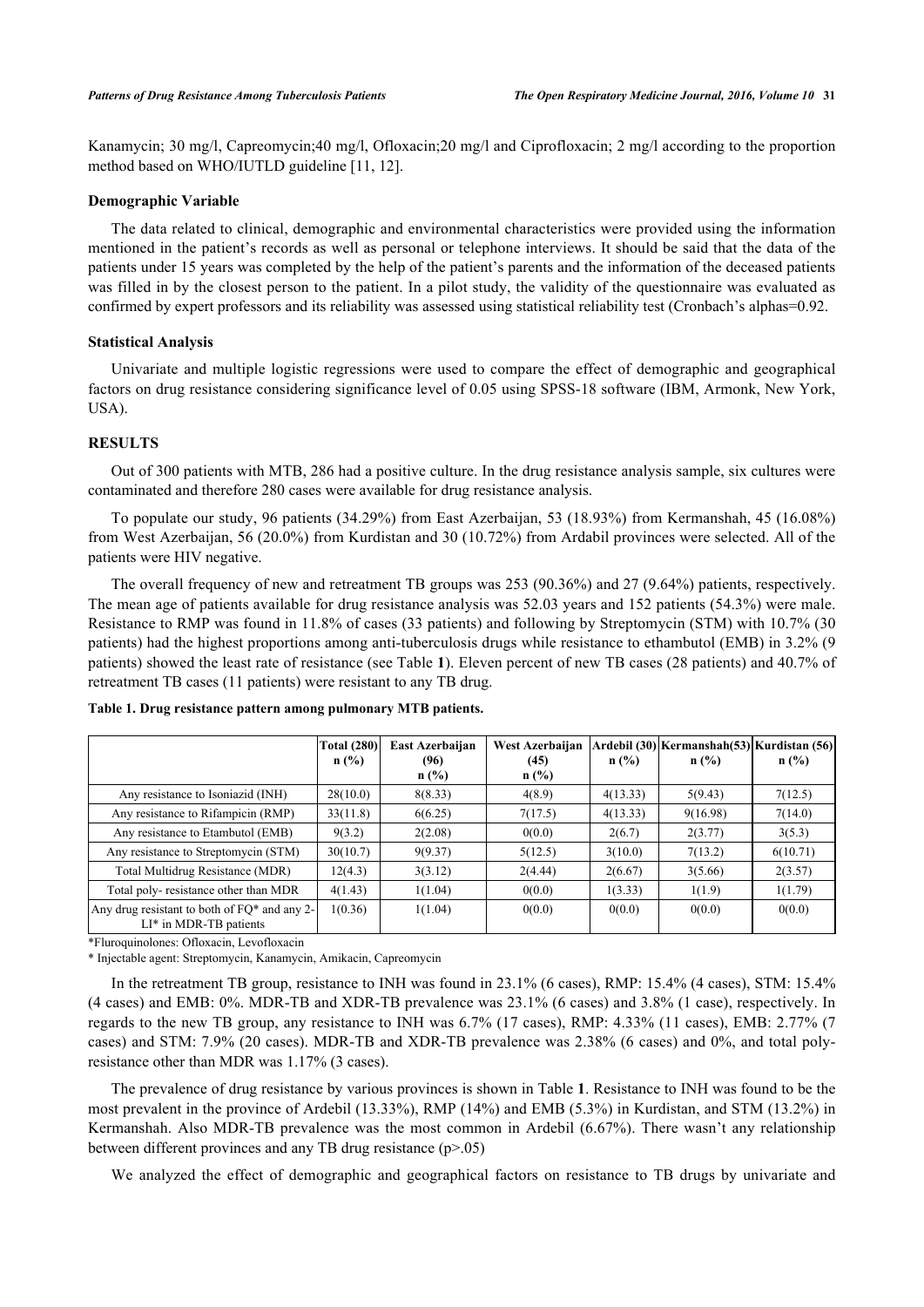Kanamycin; 30 mg/l, Capreomycin;40 mg/l, Ofloxacin;20 mg/l and Ciprofloxacin; 2 mg/l according to the proportion method based on WHO/IUTLD guideline [11, 12].

### Demographic Variable

The data related to clinical, demographic and environmental characteristics were provided using the information mentioned in the patient's records as well as personal or telephone interviews. It should be said that the data of the patients under 15 years was completed by the help of the patient's parents and the information of the deceased patients was filled in by the closest person to the patient. In a pilot study, the validity of the questionnaire was evaluated as confirmed by expert professors and its reliability was assessed using statistical reliability test (Cronbach's alphas=0.92.

### Statistical Analysis

Univariate and multiple logistic regressions were used to compare the effect of demographic and geographical factors on drug resistance considering significance level of 0.05 using SPSS-18 software (IBM, Armonk, New York, USA).

## RESULTS

Out of 300 patients with MTB, 286 had a positive culture. In the drug resistance analysis sample, six cultures were contaminated and therefore 280 cases were available for drug resistance analysis.

To populate our study, 96 patients (34.29%) from East Azerbaijan, 53 (18.93%) from Kermanshah, 45 (16.08%) from West Azerbaijan, 56 (20.0%) from Kurdistan and 30 (10.72%) from Ardabil provinces were selected. All of the patients were HIV negative.

The overall frequency of new and retreatment TB groups was 253 (90.36%) and 27 (9.64%) patients, respectively. The mean age of patients available for drug resistance analysis was 52.03 years and 152 patients (54.3%) were male. Resistance to RMP was found in 11.8% of cases (33 patients) and following by Streptomycin (STM) with 10.7% (30 patients) had the highest proportions among anti-tuberculosis drugs while resistance to ethambutol (EMB) in 3.2% (9 patients) showed the least rate of resistance (see Table **1**). Eleven percent of new TB cases (28 patients) and 40.7% of retreatment TB cases (11 patients) were resistant to any TB drug.

**Table 1. Drug resistance pattern among pulmonary MTB patients.**

| | Total (280) n (%) | East Azerbaijan (96) n (%) | West Azerbaijan (45) n (%) | Ardebil (30) n (%) | Kermanshah(53) n (%) | Kurdistan (56) n (%) |
|---|---|---|---|---|---|---|
| Any resistance to Isoniazid (INH) | 28(10.0) | 8(8.33) | 4(8.9) | 4(13.33) | 5(9.43) | 7(12.5) |
| Any resistance to Rifampicin (RMP) | 33(11.8) | 6(6.25) | 7(17.5) | 4(13.33) | 9(16.98) | 7(14.0) |
| Any resistance to Etambutol (EMB) | 9(3.2) | 2(2.08) | 0(0.0) | 2(6.7) | 2(3.77) | 3(5.3) |
| Any resistance to Streptomycin (STM) | 30(10.7) | 9(9.37) | 5(12.5) | 3(10.0) | 7(13.2) | 6(10.71) |
| Total Multidrug Resistance (MDR) | 12(4.3) | 3(3.12) | 2(4.44) | 2(6.67) | 3(5.66) | 2(3.57) |
| Total poly- resistance other than MDR | 4(1.43) | 1(1.04) | 0(0.0) | 1(3.33) | 1(1.9) | 1(1.79) |
| Any drug resistant to both of FQ* and any 2-LI* in MDR-TB patients | 1(0.36) | 1(1.04) | 0(0.0) | 0(0.0) | 0(0.0) | 0(0.0) |

*Fluroquinolones: Ofloxacin, Levofloxacin

* Injectable agent: Streptomycin, Kanamycin, Amikacin, Capreomycin

In the retreatment TB group, resistance to INH was found in 23.1% (6 cases), RMP: 15.4% (4 cases), STM: 15.4% (4 cases) and EMB: 0%. MDR-TB and XDR-TB prevalence was 23.1% (6 cases) and 3.8% (1 case), respectively. In regards to the new TB group, any resistance to INH was 6.7% (17 cases), RMP: 4.33% (11 cases), EMB: 2.77% (7 cases) and STM: 7.9% (20 cases). MDR-TB and XDR-TB prevalence was 2.38% (6 cases) and 0%, and total poly-resistance other than MDR was 1.17% (3 cases).

The prevalence of drug resistance by various provinces is shown in Table **1**. Resistance to INH was found to be the most prevalent in the province of Ardebil (13.33%), RMP (14%) and EMB (5.3%) in Kurdistan, and STM (13.2%) in Kermanshah. Also MDR-TB prevalence was the most common in Ardebil (6.67%). There wasn't any relationship between different provinces and any TB drug resistance (p>.05)

We analyzed the effect of demographic and geographical factors on resistance to TB drugs by univariate and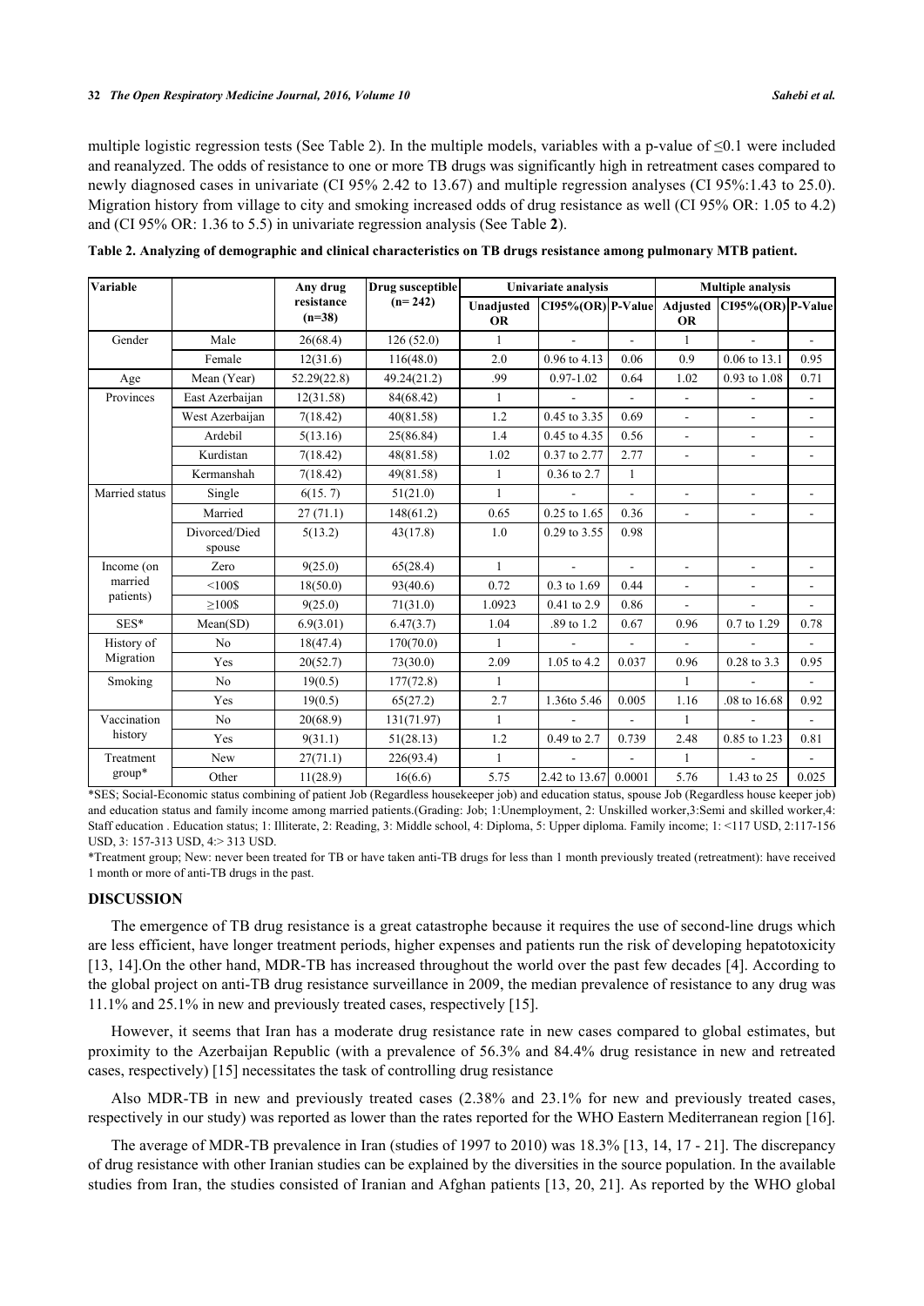multiple logistic regression tests (See Table 2). In the multiple models, variables with a p-value of ≤0.1 were included and reanalyzed. The odds of resistance to one or more TB drugs was significantly high in retreatment cases compared to newly diagnosed cases in univariate (CI 95% 2.42 to 13.67) and multiple regression analyses (CI 95%:1.43 to 25.0). Migration history from village to city and smoking increased odds of drug resistance as well (CI 95% OR: 1.05 to 4.2) and (CI 95% OR: 1.36 to 5.5) in univariate regression analysis (See Table **2**).

**Table 2. Analyzing of demographic and clinical characteristics on TB drugs resistance among pulmonary MTB patient.**

| Variable | | Any drug resistance (n=38) | Drug susceptible (n= 242) | Univariate analysis | | | Multiple analysis | | |
|---|---|---|---|---|---|---|---|---|---|
| | | | | Unadjusted OR | CI95%(OR) | P-Value | Adjusted OR | CI95%(OR) | P-Value |
| Gender | Male | 26(68.4) | 126 (52.0) | 1 | - | - | 1 | - | - |
| | Female | 12(31.6) | 116(48.0) | 2.0 | 0.96 to 4.13 | 0.06 | 0.9 | 0.06 to 13.1 | 0.95 |
| Age | Mean (Year) | 52.29(22.8) | 49.24(21.2) | .99 | 0.97-1.02 | 0.64 | 1.02 | 0.93 to 1.08 | 0.71 |
| Provinces | East Azerbaijan | 12(31.58) | 84(68.42) | 1 | - | - | - | - | - |
| | West Azerbaijan | 7(18.42) | 40(81.58) | 1.2 | 0.45 to 3.35 | 0.69 | - | - | - |
| | Ardebil | 5(13.16) | 25(86.84) | 1.4 | 0.45 to 4.35 | 0.56 | - | - | - |
| | Kurdistan | 7(18.42) | 48(81.58) | 1.02 | 0.37 to 2.77 | 2.77 | - | - | - |
| | Kermanshah | 7(18.42) | 49(81.58) | 1 | 0.36 to 2.7 | 1 | | | |
| Married status | Single | 6(15. 7) | 51(21.0) | 1 | - | - | - | - | - |
| | Married | 27 (71.1) | 148(61.2) | 0.65 | 0.25 to 1.65 | 0.36 | - | - | - |
| | Divorced/Died spouse | 5(13.2) | 43(17.8) | 1.0 | 0.29 to 3.55 | 0.98 | | | |
| Income (on married patients) | Zero | 9(25.0) | 65(28.4) | 1 | - | - | - | - | - |
| | <100$ | 18(50.0) | 93(40.6) | 0.72 | 0.3 to 1.69 | 0.44 | - | - | - |
| | ≥100$ | 9(25.0) | 71(31.0) | 1.0923 | 0.41 to 2.9 | 0.86 | - | - | - |
| SES* | Mean(SD) | 6.9(3.01) | 6.47(3.7) | 1.04 | .89 to 1.2 | 0.67 | 0.96 | 0.7 to 1.29 | 0.78 |
| History of Migration | No | 18(47.4) | 170(70.0) | 1 | - | - | - | - | - |
| | Yes | 20(52.7) | 73(30.0) | 2.09 | 1.05 to 4.2 | 0.037 | 0.96 | 0.28 to 3.3 | 0.95 |
| Smoking | No | 19(0.5) | 177(72.8) | 1 | | | 1 | - | - |
| | Yes | 19(0.5) | 65(27.2) | 2.7 | 1.36to 5.46 | 0.005 | 1.16 | .08 to 16.68 | 0.92 |
| Vaccination history | No | 20(68.9) | 131(71.97) | 1 | - | - | 1 | - | - |
| | Yes | 9(31.1) | 51(28.13) | 1.2 | 0.49 to 2.7 | 0.739 | 2.48 | 0.85 to 1.23 | 0.81 |
| Treatment group* | New | 27(71.1) | 226(93.4) | 1 | - | - | 1 | - | - |
| | Other | 11(28.9) | 16(6.6) | 5.75 | 2.42 to 13.67 | 0.0001 | 5.76 | 1.43 to 25 | 0.025 |

*SES; Social-Economic status combining of patient Job (Regardless housekeeper job) and education status, spouse Job (Regardless house keeper job) and education status and family income among married patients.(Grading: Job; 1:Unemployment, 2: Unskilled worker,3:Semi and skilled worker,4: Staff education . Education status; 1: Illiterate, 2: Reading, 3: Middle school, 4: Diploma, 5: Upper diploma. Family income; 1: <117 USD, 2:117-156 USD, 3: 157-313 USD, 4:> 313 USD.

*Treatment group; New: never been treated for TB or have taken anti-TB drugs for less than 1 month previously treated (retreatment): have received 1 month or more of anti-TB drugs in the past.

## DISCUSSION

The emergence of TB drug resistance is a great catastrophe because it requires the use of second-line drugs which are less efficient, have longer treatment periods, higher expenses and patients run the risk of developing hepatotoxicity [13, 14].On the other hand, MDR-TB has increased throughout the world over the past few decades [4]. According to the global project on anti-TB drug resistance surveillance in 2009, the median prevalence of resistance to any drug was 11.1% and 25.1% in new and previously treated cases, respectively [15].

However, it seems that Iran has a moderate drug resistance rate in new cases compared to global estimates, but proximity to the Azerbaijan Republic (with a prevalence of 56.3% and 84.4% drug resistance in new and retreated cases, respectively) [15] necessitates the task of controlling drug resistance

Also MDR-TB in new and previously treated cases (2.38% and 23.1% for new and previously treated cases, respectively in our study) was reported as lower than the rates reported for the WHO Eastern Mediterranean region [16].

The average of MDR-TB prevalence in Iran (studies of 1997 to 2010) was 18.3% [13, 14, 17 - 21]. The discrepancy of drug resistance with other Iranian studies can be explained by the diversities in the source population. In the available studies from Iran, the studies consisted of Iranian and Afghan patients [13, 20, 21]. As reported by the WHO global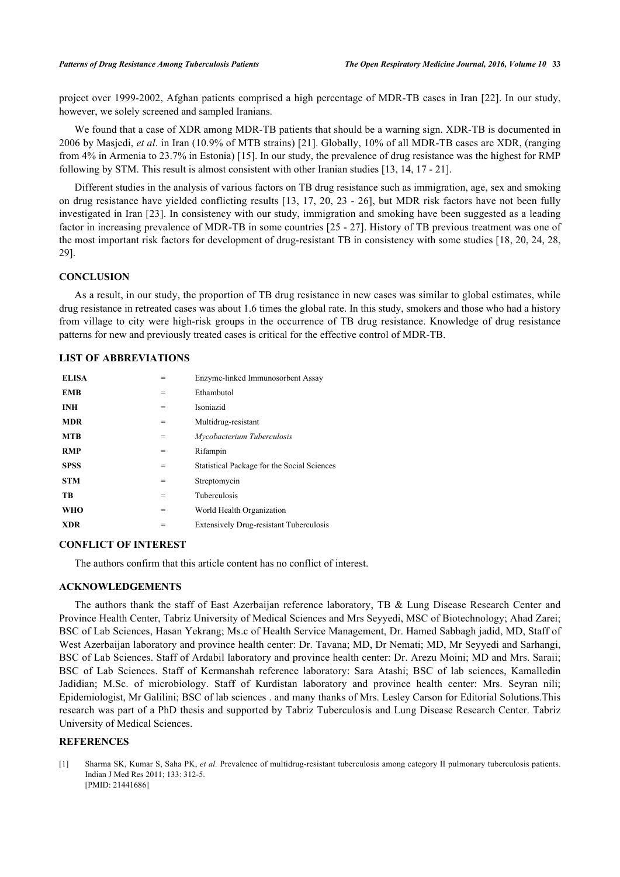project over 1999-2002, Afghan patients comprised a high percentage of MDR-TB cases in Iran [22]. In our study, however, we solely screened and sampled Iranians.

We found that a case of XDR among MDR-TB patients that should be a warning sign. XDR-TB is documented in 2006 by Masjedi, *et al*. in Iran (10.9% of MTB strains) [21]. Globally, 10% of all MDR-TB cases are XDR, (ranging from 4% in Armenia to 23.7% in Estonia) [15]. In our study, the prevalence of drug resistance was the highest for RMP following by STM. This result is almost consistent with other Iranian studies [13, 14, 17 - 21].

Different studies in the analysis of various factors on TB drug resistance such as immigration, age, sex and smoking on drug resistance have yielded conflicting results [13, 17, 20, 23 - 26], but MDR risk factors have not been fully investigated in Iran [23]. In consistency with our study, immigration and smoking have been suggested as a leading factor in increasing prevalence of MDR-TB in some countries [25 - 27]. History of TB previous treatment was one of the most important risk factors for development of drug-resistant TB in consistency with some studies [18, 20, 24, 28, 29].

## CONCLUSION

As a result, in our study, the proportion of TB drug resistance in new cases was similar to global estimates, while drug resistance in retreated cases was about 1.6 times the global rate. In this study, smokers and those who had a history from village to city were high-risk groups in the occurrence of TB drug resistance. Knowledge of drug resistance patterns for new and previously treated cases is critical for the effective control of MDR-TB.

## LIST OF ABBREVIATIONS

| | | |
|---|---|---|
| **ELISA** | = | Enzyme-linked Immunosorbent Assay |
| **EMB** | = | Ethambutol |
| **INH** | = | Isoniazid |
| **MDR** | = | Multidrug-resistant |
| **MTB** | = | *Mycobacterium Tuberculosis* |
| **RMP** | = | Rifampin |
| **SPSS** | = | Statistical Package for the Social Sciences |
| **STM** | = | Streptomycin |
| **TB** | = | Tuberculosis |
| **WHO** | = | World Health Organization |
| **XDR** | = | Extensively Drug-resistant Tuberculosis |

## CONFLICT OF INTEREST

The authors confirm that this article content has no conflict of interest.

## ACKNOWLEDGEMENTS

The authors thank the staff of East Azerbaijan reference laboratory, TB & Lung Disease Research Center and Province Health Center, Tabriz University of Medical Sciences and Mrs Seyyedi, MSC of Biotechnology; Ahad Zarei; BSC of Lab Sciences, Hasan Yekrang; Ms.c of Health Service Management, Dr. Hamed Sabbagh jadid, MD, Staff of West Azerbaijan laboratory and province health center: Dr. Tavana; MD, Dr Nemati; MD, Mr Seyyedi and Sarhangi, BSC of Lab Sciences. Staff of Ardabil laboratory and province health center: Dr. Arezu Moini; MD and Mrs. Saraii; BSC of Lab Sciences. Staff of Kermanshah reference laboratory: Sara Atashi; BSC of lab sciences, Kamalledin Jadidian; M.Sc. of microbiology. Staff of Kurdistan laboratory and province health center: Mrs. Seyran nili; Epidemiologist, Mr Galilini; BSC of lab sciences . and many thanks of Mrs. Lesley Carson for Editorial Solutions.This research was part of a PhD thesis and supported by Tabriz Tuberculosis and Lung Disease Research Center. Tabriz University of Medical Sciences.

## REFERENCES

[1] Sharma SK, Kumar S, Saha PK, *et al.* Prevalence of multidrug-resistant tuberculosis among category II pulmonary tuberculosis patients. Indian J Med Res 2011; 133: 312-5.
[PMID: 21441686]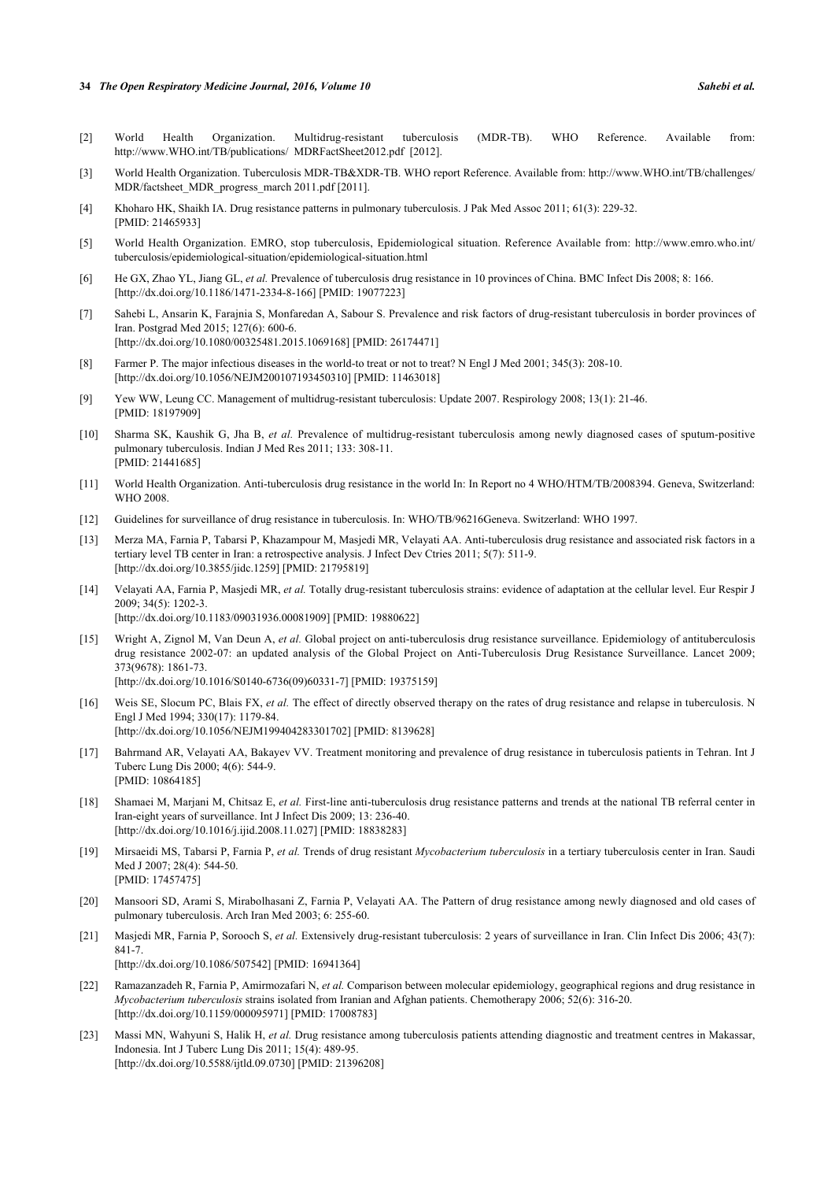[2] World Health Organization. Multidrug-resistant tuberculosis (MDR-TB). WHO Reference. Available from: http://www.WHO.int/TB/publications/ MDRFactSheet2012.pdf [2012].

[3] World Health Organization. Tuberculosis MDR-TB&XDR-TB. WHO report Reference. Available from: http://www.WHO.int/TB/challenges/ MDR/factsheet_MDR_progress_march 2011.pdf [2011].

[4] Khoharo HK, Shaikh IA. Drug resistance patterns in pulmonary tuberculosis. J Pak Med Assoc 2011; 61(3): 229-32. [PMID: 21465933]

[5] World Health Organization. EMRO, stop tuberculosis, Epidemiological situation. Reference Available from: http://www.emro.who.int/ tuberculosis/epidemiological-situation/epidemiological-situation.html

[6] He GX, Zhao YL, Jiang GL, *et al.* Prevalence of tuberculosis drug resistance in 10 provinces of China. BMC Infect Dis 2008; 8: 166. [http://dx.doi.org/10.1186/1471-2334-8-166] [PMID: 19077223]

[7] Sahebi L, Ansarin K, Farajnia S, Monfaredan A, Sabour S. Prevalence and risk factors of drug-resistant tuberculosis in border provinces of Iran. Postgrad Med 2015; 127(6): 600-6. [http://dx.doi.org/10.1080/00325481.2015.1069168] [PMID: 26174471]

[8] Farmer P. The major infectious diseases in the world-to treat or not to treat? N Engl J Med 2001; 345(3): 208-10. [http://dx.doi.org/10.1056/NEJM200107193450310] [PMID: 11463018]

[9] Yew WW, Leung CC. Management of multidrug-resistant tuberculosis: Update 2007. Respirology 2008; 13(1): 21-46. [PMID: 18197909]

[10] Sharma SK, Kaushik G, Jha B, *et al.* Prevalence of multidrug-resistant tuberculosis among newly diagnosed cases of sputum-positive pulmonary tuberculosis. Indian J Med Res 2011; 133: 308-11. [PMID: 21441685]

[11] World Health Organization. Anti-tuberculosis drug resistance in the world In: In Report no 4 WHO/HTM/TB/2008394. Geneva, Switzerland: WHO 2008.

[12] Guidelines for surveillance of drug resistance in tuberculosis. In: WHO/TB/96216Geneva. Switzerland: WHO 1997.

[13] Merza MA, Farnia P, Tabarsi P, Khazampour M, Masjedi MR, Velayati AA. Anti-tuberculosis drug resistance and associated risk factors in a tertiary level TB center in Iran: a retrospective analysis. J Infect Dev Ctries 2011; 5(7): 511-9. [http://dx.doi.org/10.3855/jidc.1259] [PMID: 21795819]

[14] Velayati AA, Farnia P, Masjedi MR, *et al.* Totally drug-resistant tuberculosis strains: evidence of adaptation at the cellular level. Eur Respir J 2009; 34(5): 1202-3. [http://dx.doi.org/10.1183/09031936.00081909] [PMID: 19880622]

[15] Wright A, Zignol M, Van Deun A, *et al.* Global project on anti-tuberculosis drug resistance surveillance. Epidemiology of antituberculosis drug resistance 2002-07: an updated analysis of the Global Project on Anti-Tuberculosis Drug Resistance Surveillance. Lancet 2009; 373(9678): 1861-73. [http://dx.doi.org/10.1016/S0140-6736(09)60331-7] [PMID: 19375159]

[16] Weis SE, Slocum PC, Blais FX, *et al.* The effect of directly observed therapy on the rates of drug resistance and relapse in tuberculosis. N Engl J Med 1994; 330(17): 1179-84. [http://dx.doi.org/10.1056/NEJM199404283301702] [PMID: 8139628]

[17] Bahrmand AR, Velayati AA, Bakayev VV. Treatment monitoring and prevalence of drug resistance in tuberculosis patients in Tehran. Int J Tuberc Lung Dis 2000; 4(6): 544-9. [PMID: 10864185]

[18] Shamaei M, Marjani M, Chitsaz E, *et al.* First-line anti-tuberculosis drug resistance patterns and trends at the national TB referral center in Iran-eight years of surveillance. Int J Infect Dis 2009; 13: 236-40. [http://dx.doi.org/10.1016/j.ijid.2008.11.027] [PMID: 18838283]

[19] Mirsaeidi MS, Tabarsi P, Farnia P, *et al.* Trends of drug resistant *Mycobacterium tuberculosis* in a tertiary tuberculosis center in Iran. Saudi Med J 2007; 28(4): 544-50. [PMID: 17457475]

[20] Mansoori SD, Arami S, Mirabolhasani Z, Farnia P, Velayati AA. The Pattern of drug resistance among newly diagnosed and old cases of pulmonary tuberculosis. Arch Iran Med 2003; 6: 255-60.

[21] Masjedi MR, Farnia P, Sorooch S, *et al.* Extensively drug-resistant tuberculosis: 2 years of surveillance in Iran. Clin Infect Dis 2006; 43(7): 841-7. [http://dx.doi.org/10.1086/507542] [PMID: 16941364]

[22] Ramazanzadeh R, Farnia P, Amirmozafari N, *et al.* Comparison between molecular epidemiology, geographical regions and drug resistance in *Mycobacterium tuberculosis* strains isolated from Iranian and Afghan patients. Chemotherapy 2006; 52(6): 316-20. [http://dx.doi.org/10.1159/000095971] [PMID: 17008783]

[23] Massi MN, Wahyuni S, Halik H, *et al.* Drug resistance among tuberculosis patients attending diagnostic and treatment centres in Makassar, Indonesia. Int J Tuberc Lung Dis 2011; 15(4): 489-95. [http://dx.doi.org/10.5588/ijtld.09.0730] [PMID: 21396208]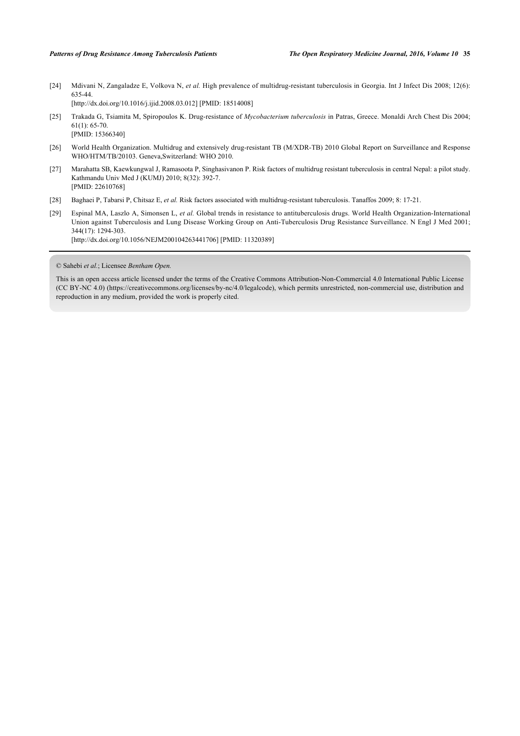[24] Mdivani N, Zangaladze E, Volkova N, *et al.* High prevalence of multidrug-resistant tuberculosis in Georgia. Int J Infect Dis 2008; 12(6): 635-44.
[http://dx.doi.org/10.1016/j.ijid.2008.03.012] [PMID: 18514008]

[25] Trakada G, Tsiamita M, Spiropoulos K. Drug-resistance of *Mycobacterium tuberculosis* in Patras, Greece. Monaldi Arch Chest Dis 2004; 61(1): 65-70.
[PMID: 15366340]

[26] World Health Organization. Multidrug and extensively drug-resistant TB (M/XDR-TB) 2010 Global Report on Surveillance and Response WHO/HTM/TB/20103. Geneva,Switzerland: WHO 2010.

[27] Marahatta SB, Kaewkungwal J, Ramasoota P, Singhasivanon P. Risk factors of multidrug resistant tuberculosis in central Nepal: a pilot study. Kathmandu Univ Med J (KUMJ) 2010; 8(32): 392-7.
[PMID: 22610768]

[28] Baghaei P, Tabarsi P, Chitsaz E, *et al.* Risk factors associated with multidrug-resistant tuberculosis. Tanaffos 2009; 8: 17-21.

[29] Espinal MA, Laszlo A, Simonsen L, *et al.* Global trends in resistance to antituberculosis drugs. World Health Organization-International Union against Tuberculosis and Lung Disease Working Group on Anti-Tuberculosis Drug Resistance Surveillance. N Engl J Med 2001; 344(17): 1294-303.
[http://dx.doi.org/10.1056/NEJM200104263441706] [PMID: 11320389]

---

© Sahebi *et al.*; Licensee *Bentham Open.*

This is an open access article licensed under the terms of the Creative Commons Attribution-Non-Commercial 4.0 International Public License (CC BY-NC 4.0) (https://creativecommons.org/licenses/by-nc/4.0/legalcode), which permits unrestricted, non-commercial use, distribution and reproduction in any medium, provided the work is properly cited.